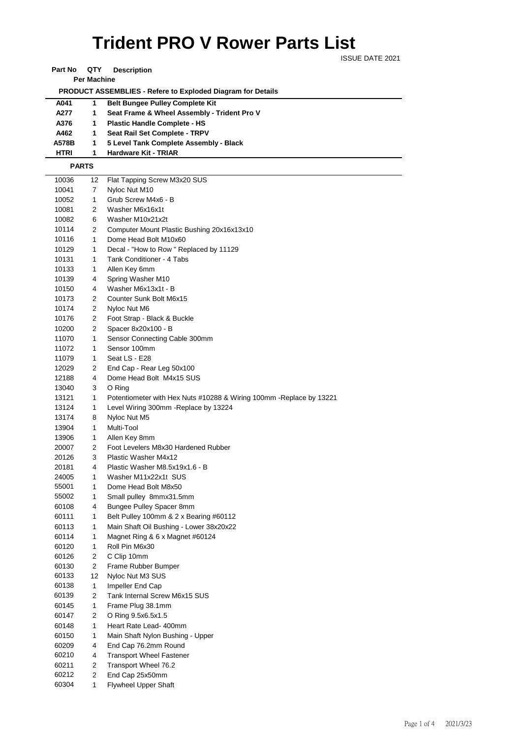# Trident PRO V Rower Parts List

ISSUE DATE 2021

| Part No | QTY Per Machine | Description |
|---|---|---|
| **PRODUCT ASSEMBLIES - Refere to Exploded Diagram for Details** | | |
| **A041** | **1** | **Belt Bungee Pulley Complete Kit** |
| **A277** | **1** | **Seat Frame & Wheel Assembly - Trident Pro V** |
| **A376** | **1** | **Plastic Handle Complete - HS** |
| **A462** | **1** | **Seat Rail Set Complete - TRPV** |
| **A578B** | **1** | **5 Level Tank Complete Assembly - Black** |
| **HTRI** | **1** | **Hardware Kit - TRIAR** |
| **PARTS** | | |
| 10036 | 12 | Flat Tapping Screw M3x20 SUS |
| 10041 | 7 | Nyloc Nut M10 |
| 10052 | 1 | Grub Screw M4x6 - B |
| 10081 | 2 | Washer M6x16x1t |
| 10082 | 6 | Washer M10x21x2t |
| 10114 | 2 | Computer Mount Plastic Bushing 20x16x13x10 |
| 10116 | 1 | Dome Head Bolt M10x60 |
| 10129 | 1 | Decal - "How to Row " Replaced by 11129 |
| 10131 | 1 | Tank Conditioner - 4 Tabs |
| 10133 | 1 | Allen Key 6mm |
| 10139 | 4 | Spring Washer M10 |
| 10150 | 4 | Washer M6x13x1t - B |
| 10173 | 2 | Counter Sunk Bolt M6x15 |
| 10174 | 2 | Nyloc Nut M6 |
| 10176 | 2 | Foot Strap - Black & Buckle |
| 10200 | 2 | Spacer 8x20x100 - B |
| 11070 | 1 | Sensor Connecting Cable 300mm |
| 11072 | 1 | Sensor 100mm |
| 11079 | 1 | Seat LS - E28 |
| 12029 | 2 | End Cap - Rear Leg 50x100 |
| 12188 | 4 | Dome Head Bolt M4x15 SUS |
| 13040 | 3 | O Ring |
| 13121 | 1 | Potentiometer with Hex Nuts #10288 & Wiring 100mm -Replace by 13221 |
| 13124 | 1 | Level Wiring 300mm -Replace by 13224 |
| 13174 | 8 | Nyloc Nut M5 |
| 13904 | 1 | Multi-Tool |
| 13906 | 1 | Allen Key 8mm |
| 20007 | 2 | Foot Levelers M8x30 Hardened Rubber |
| 20126 | 3 | Plastic Washer M4x12 |
| 20181 | 4 | Plastic Washer M8.5x19x1.6 - B |
| 24005 | 1 | Washer M11x22x1t SUS |
| 55001 | 1 | Dome Head Bolt M8x50 |
| 55002 | 1 | Small pulley 8mmx31.5mm |
| 60108 | 4 | Bungee Pulley Spacer 8mm |
| 60111 | 1 | Belt Pulley 100mm & 2 x Bearing #60112 |
| 60113 | 1 | Main Shaft Oil Bushing - Lower 38x20x22 |
| 60114 | 1 | Magnet Ring & 6 x Magnet #60124 |
| 60120 | 1 | Roll Pin M6x30 |
| 60126 | 2 | C Clip 10mm |
| 60130 | 2 | Frame Rubber Bumper |
| 60133 | 12 | Nyloc Nut M3 SUS |
| 60138 | 1 | Impeller End Cap |
| 60139 | 2 | Tank Internal Screw M6x15 SUS |
| 60145 | 1 | Frame Plug 38.1mm |
| 60147 | 2 | O Ring 9.5x6.5x1.5 |
| 60148 | 1 | Heart Rate Lead- 400mm |
| 60150 | 1 | Main Shaft Nylon Bushing - Upper |
| 60209 | 4 | End Cap 76.2mm Round |
| 60210 | 4 | Transport Wheel Fastener |
| 60211 | 2 | Transport Wheel 76.2 |
| 60212 | 2 | End Cap 25x50mm |
| 60304 | 1 | Flywheel Upper Shaft |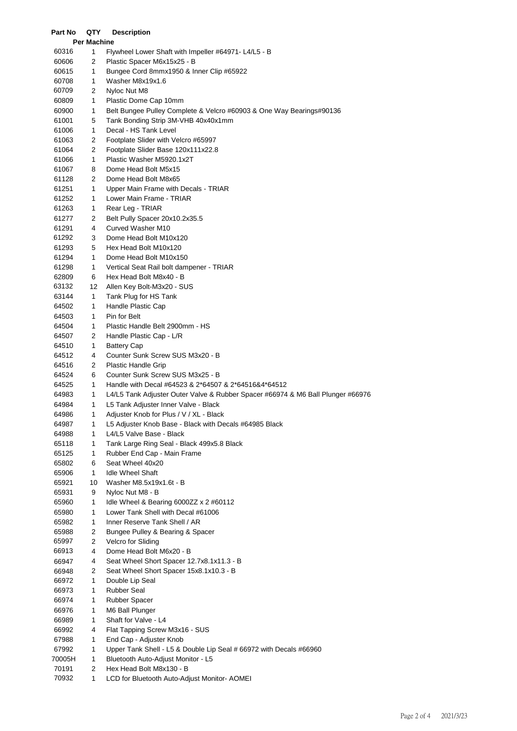| Part No | QTY Per Machine | Description |
|---|---|---|
| 60316 | 1 | Flywheel Lower Shaft with Impeller #64971- L4/L5 - B |
| 60606 | 2 | Plastic Spacer M6x15x25 - B |
| 60615 | 1 | Bungee Cord 8mmx1950 & Inner Clip #65922 |
| 60708 | 1 | Washer M8x19x1.6 |
| 60709 | 2 | Nyloc Nut M8 |
| 60809 | 1 | Plastic Dome Cap 10mm |
| 60900 | 1 | Belt Bungee Pulley Complete & Velcro #60903 & One Way Bearings#90136 |
| 61001 | 5 | Tank Bonding Strip 3M-VHB 40x40x1mm |
| 61006 | 1 | Decal - HS Tank Level |
| 61063 | 2 | Footplate Slider with Velcro #65997 |
| 61064 | 2 | Footplate Slider Base 120x111x22.8 |
| 61066 | 1 | Plastic Washer M5920.1x2T |
| 61067 | 8 | Dome Head Bolt M5x15 |
| 61128 | 2 | Dome Head Bolt M8x65 |
| 61251 | 1 | Upper Main Frame with Decals - TRIAR |
| 61252 | 1 | Lower Main Frame - TRIAR |
| 61263 | 1 | Rear Leg - TRIAR |
| 61277 | 2 | Belt Pully Spacer 20x10.2x35.5 |
| 61291 | 4 | Curved Washer M10 |
| 61292 | 3 | Dome Head Bolt M10x120 |
| 61293 | 5 | Hex Head Bolt M10x120 |
| 61294 | 1 | Dome Head Bolt M10x150 |
| 61298 | 1 | Vertical Seat Rail bolt dampener - TRIAR |
| 62809 | 6 | Hex Head Bolt M8x40 - B |
| 63132 | 12 | Allen Key Bolt-M3x20 - SUS |
| 63144 | 1 | Tank Plug for HS Tank |
| 64502 | 1 | Handle Plastic Cap |
| 64503 | 1 | Pin for Belt |
| 64504 | 1 | Plastic Handle Belt 2900mm - HS |
| 64507 | 2 | Handle Plastic Cap - L/R |
| 64510 | 1 | Battery Cap |
| 64512 | 4 | Counter Sunk Screw SUS M3x20 - B |
| 64516 | 2 | Plastic Handle Grip |
| 64524 | 6 | Counter Sunk Screw SUS M3x25 - B |
| 64525 | 1 | Handle with Decal #64523 & 2*64507 & 2*64516&4*64512 |
| 64983 | 1 | L4/L5 Tank Adjuster Outer Valve & Rubber Spacer #66974 & M6 Ball Plunger #66976 |
| 64984 | 1 | L5 Tank Adjuster Inner Valve - Black |
| 64986 | 1 | Adjuster Knob for Plus / V / XL - Black |
| 64987 | 1 | L5 Adjuster Knob Base - Black with Decals #64985 Black |
| 64988 | 1 | L4/L5 Valve Base - Black |
| 65118 | 1 | Tank Large Ring Seal - Black 499x5.8 Black |
| 65125 | 1 | Rubber End Cap - Main Frame |
| 65802 | 6 | Seat Wheel 40x20 |
| 65906 | 1 | Idle Wheel Shaft |
| 65921 | 10 | Washer M8.5x19x1.6t - B |
| 65931 | 9 | Nyloc Nut M8 - B |
| 65960 | 1 | Idle Wheel & Bearing 6000ZZ x 2 #60112 |
| 65980 | 1 | Lower Tank Shell with Decal #61006 |
| 65982 | 1 | Inner Reserve Tank Shell / AR |
| 65988 | 2 | Bungee Pulley & Bearing & Spacer |
| 65997 | 2 | Velcro for Sliding |
| 66913 | 4 | Dome Head Bolt M6x20 - B |
| 66947 | 4 | Seat Wheel Short Spacer 12.7x8.1x11.3 - B |
| 66948 | 2 | Seat Wheel Short Spacer 15x8.1x10.3 - B |
| 66972 | 1 | Double Lip Seal |
| 66973 | 1 | Rubber Seal |
| 66974 | 1 | Rubber Spacer |
| 66976 | 1 | M6 Ball Plunger |
| 66989 | 1 | Shaft for Valve - L4 |
| 66992 | 4 | Flat Tapping Screw M3x16 - SUS |
| 67988 | 1 | End Cap - Adjuster Knob |
| 67992 | 1 | Upper Tank Shell - L5 & Double Lip Seal # 66972 with Decals #66960 |
| 70005H | 1 | Bluetooth Auto-Adjust Monitor - L5 |
| 70191 | 2 | Hex Head Bolt M8x130 - B |
| 70932 | 1 | LCD for Bluetooth Auto-Adjust Monitor- AOMEI |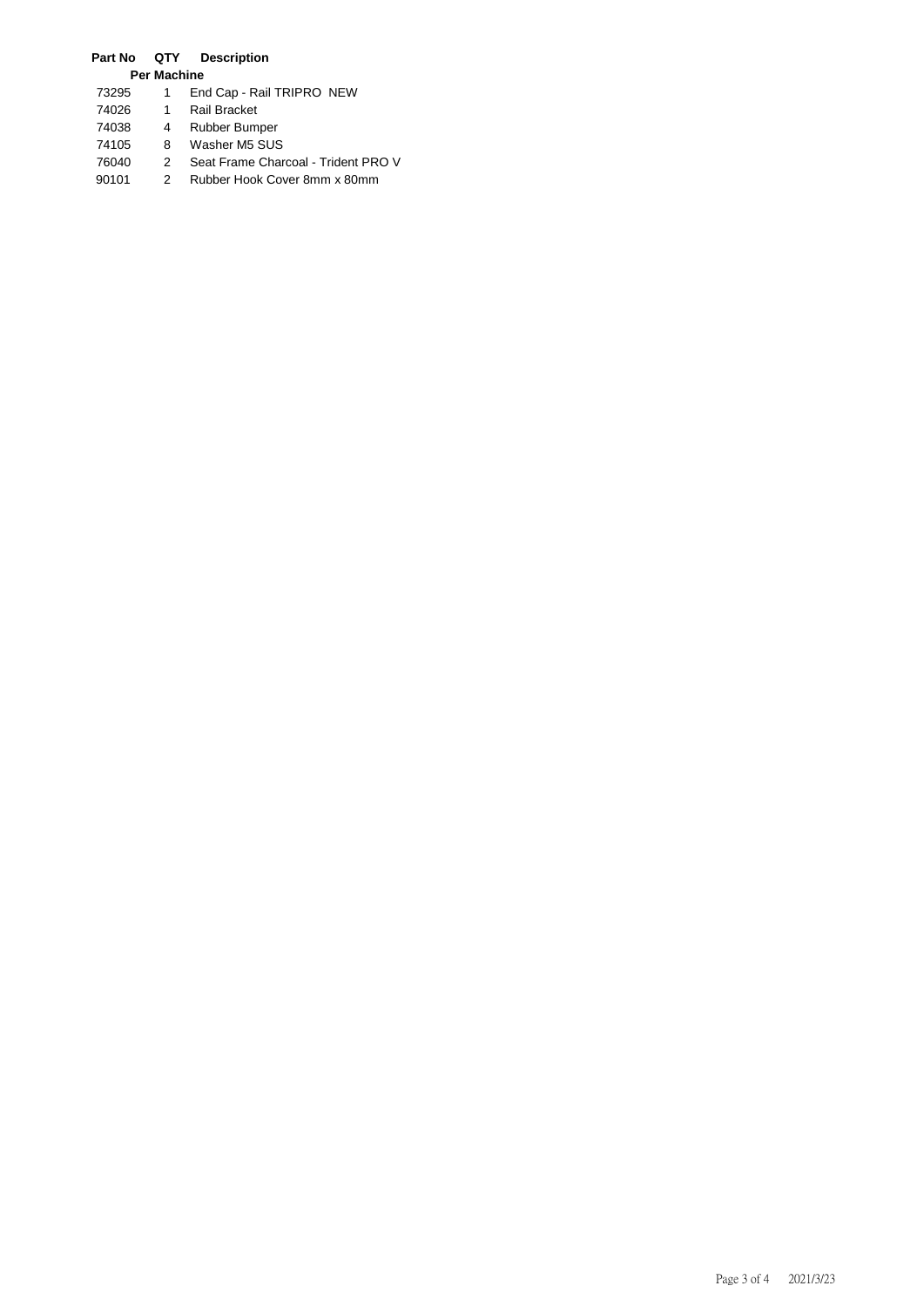| Part No | QTY Per Machine | Description |
| --- | --- | --- |
| 73295 | 1 | End Cap - Rail TRIPRO NEW |
| 74026 | 1 | Rail Bracket |
| 74038 | 4 | Rubber Bumper |
| 74105 | 8 | Washer M5 SUS |
| 76040 | 2 | Seat Frame Charcoal - Trident PRO V |
| 90101 | 2 | Rubber Hook Cover 8mm x 80mm |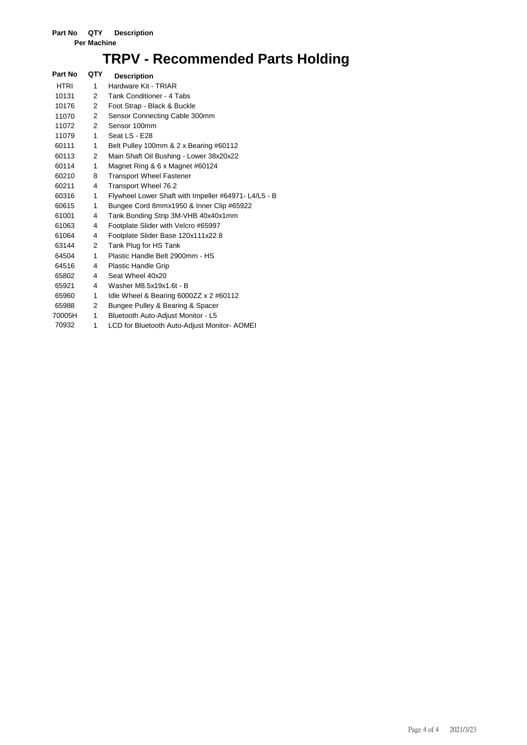**Part No QTY Description**
**Per Machine**

# TRPV - Recommended Parts Holding

| Part No | QTY | Description |
|---|---|---|
| HTRI | 1 | Hardware Kit - TRIAR |
| 10131 | 2 | Tank Conditioner - 4 Tabs |
| 10176 | 2 | Foot Strap - Black & Buckle |
| 11070 | 2 | Sensor Connecting Cable 300mm |
| 11072 | 2 | Sensor 100mm |
| 11079 | 1 | Seat LS - E28 |
| 60111 | 1 | Belt Pulley 100mm & 2 x Bearing #60112 |
| 60113 | 2 | Main Shaft Oil Bushing - Lower 38x20x22 |
| 60114 | 1 | Magnet Ring & 6 x Magnet #60124 |
| 60210 | 8 | Transport Wheel Fastener |
| 60211 | 4 | Transport Wheel 76.2 |
| 60316 | 1 | Flywheel Lower Shaft with Impeller #64971- L4/L5 - B |
| 60615 | 1 | Bungee Cord 8mmx1950 & Inner Clip #65922 |
| 61001 | 4 | Tank Bonding Strip 3M-VHB 40x40x1mm |
| 61063 | 4 | Footplate Slider with Velcro #65997 |
| 61064 | 4 | Footplate Slider Base 120x111x22.8 |
| 63144 | 2 | Tank Plug for HS Tank |
| 64504 | 1 | Plastic Handle Belt 2900mm - HS |
| 64516 | 4 | Plastic Handle Grip |
| 65802 | 4 | Seat Wheel 40x20 |
| 65921 | 4 | Washer M8.5x19x1.6t - B |
| 65960 | 1 | Idle Wheel & Bearing 6000ZZ x 2 #60112 |
| 65988 | 2 | Bungee Pulley & Bearing & Spacer |
| 70005H | 1 | Bluetooth Auto-Adjust Monitor - L5 |
| 70932 | 1 | LCD for Bluetooth Auto-Adjust Monitor- AOMEI |

2021/3/23